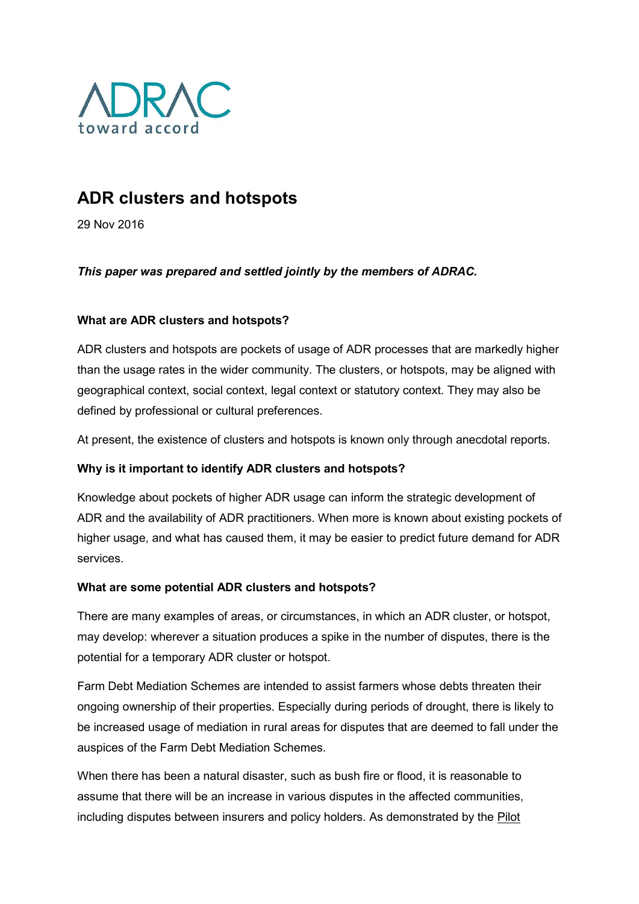ADRAC
toward accord

# ADR clusters and hotspots

29 Nov 2016

***This paper was prepared and settled jointly by the members of ADRAC.***

**What are ADR clusters and hotspots?**

ADR clusters and hotspots are pockets of usage of ADR processes that are markedly higher than the usage rates in the wider community. The clusters, or hotspots, may be aligned with geographical context, social context, legal context or statutory context. They may also be defined by professional or cultural preferences.

At present, the existence of clusters and hotspots is known only through anecdotal reports.

**Why is it important to identify ADR clusters and hotspots?**

Knowledge about pockets of higher ADR usage can inform the strategic development of ADR and the availability of ADR practitioners. When more is known about existing pockets of higher usage, and what has caused them, it may be easier to predict future demand for ADR services.

**What are some potential ADR clusters and hotspots?**

There are many examples of areas, or circumstances, in which an ADR cluster, or hotspot, may develop: wherever a situation produces a spike in the number of disputes, there is the potential for a temporary ADR cluster or hotspot.

Farm Debt Mediation Schemes are intended to assist farmers whose debts threaten their ongoing ownership of their properties. Especially during periods of drought, there is likely to be increased usage of mediation in rural areas for disputes that are deemed to fall under the auspices of the Farm Debt Mediation Schemes.

When there has been a natural disaster, such as bush fire or flood, it is reasonable to assume that there will be an increase in various disputes in the affected communities, including disputes between insurers and policy holders. As demonstrated by the Pilot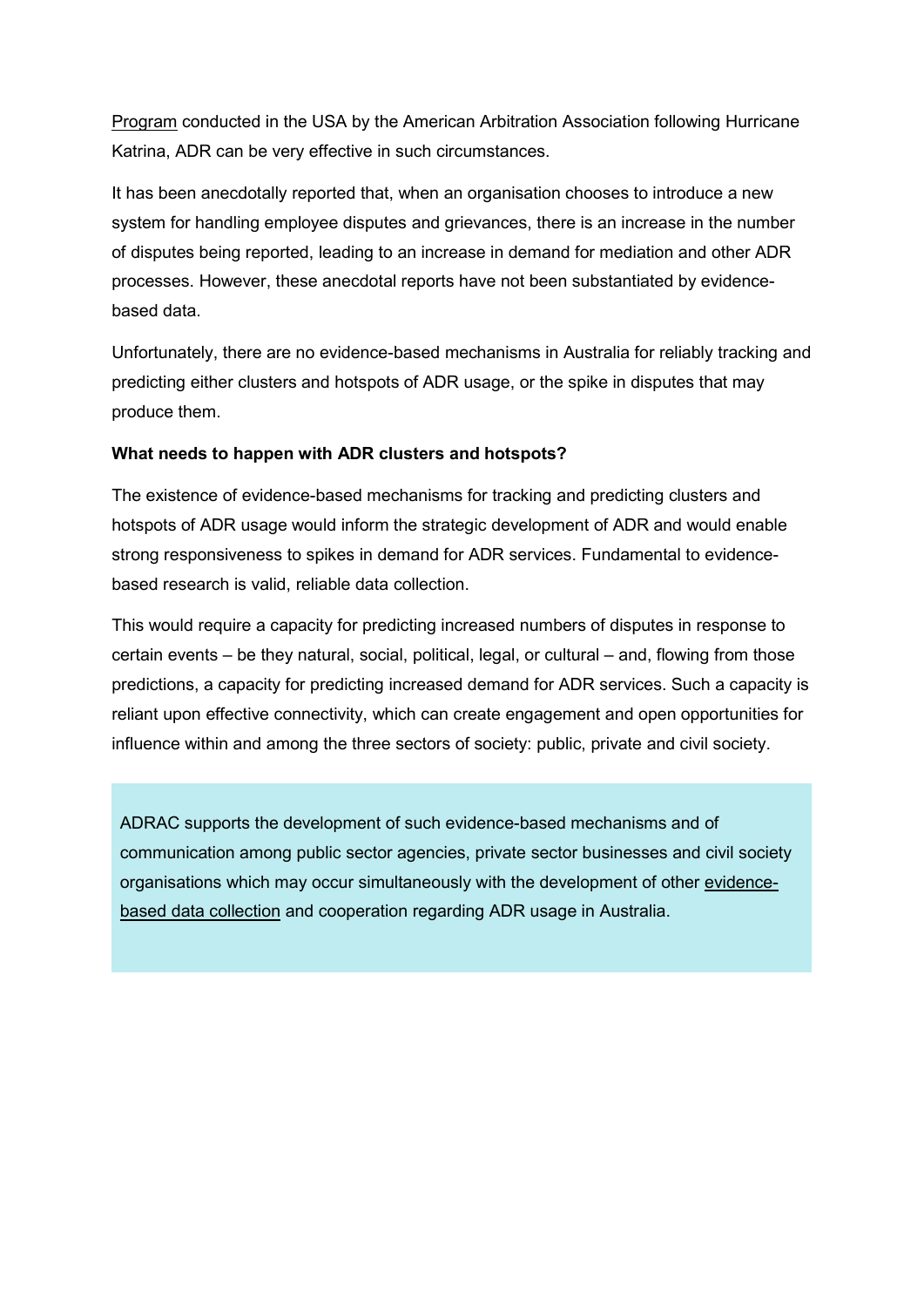Program conducted in the USA by the American Arbitration Association following Hurricane Katrina, ADR can be very effective in such circumstances.

It has been anecdotally reported that, when an organisation chooses to introduce a new system for handling employee disputes and grievances, there is an increase in the number of disputes being reported, leading to an increase in demand for mediation and other ADR processes. However, these anecdotal reports have not been substantiated by evidence-based data.

Unfortunately, there are no evidence-based mechanisms in Australia for reliably tracking and predicting either clusters and hotspots of ADR usage, or the spike in disputes that may produce them.

**What needs to happen with ADR clusters and hotspots?**

The existence of evidence-based mechanisms for tracking and predicting clusters and hotspots of ADR usage would inform the strategic development of ADR and would enable strong responsiveness to spikes in demand for ADR services. Fundamental to evidence-based research is valid, reliable data collection.

This would require a capacity for predicting increased numbers of disputes in response to certain events – be they natural, social, political, legal, or cultural – and, flowing from those predictions, a capacity for predicting increased demand for ADR services. Such a capacity is reliant upon effective connectivity, which can create engagement and open opportunities for influence within and among the three sectors of society: public, private and civil society.

> ADRAC supports the development of such evidence-based mechanisms and of communication among public sector agencies, private sector businesses and civil society organisations which may occur simultaneously with the development of other evidence-based data collection and cooperation regarding ADR usage in Australia.